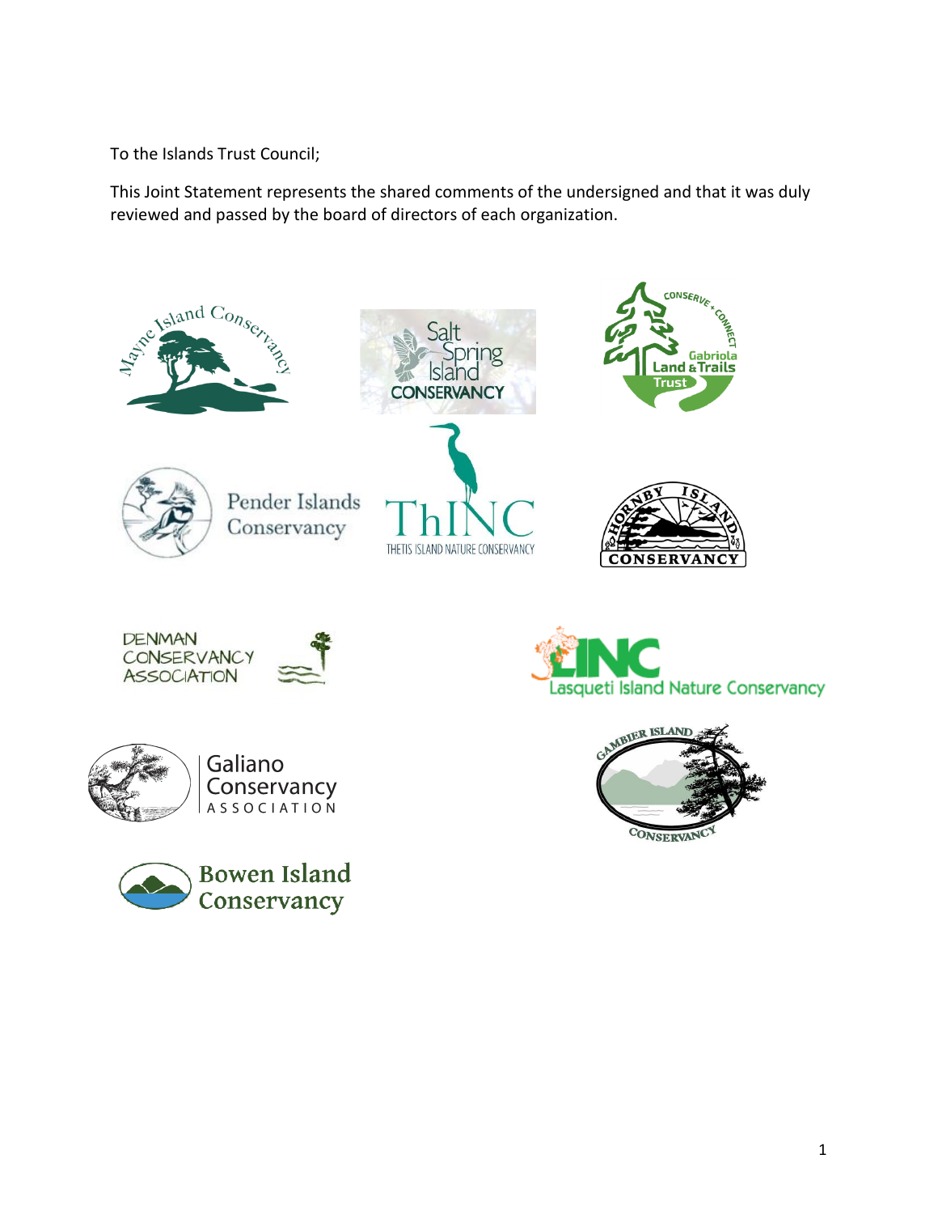To the Islands Trust Council;

This Joint Statement represents the shared comments of the undersigned and that it was duly reviewed and passed by the board of directors of each organization.

Mayne Island Conservancy

Salt Spring Island Conservancy

Gabriola Land & Trails Trust — Conserve + Connect

Pender Islands Conservancy

ThINC — Thetis Island Nature Conservancy

Hornby Island Conservancy

Denman Conservancy Association

LINC — Lasqueti Island Nature Conservancy

Galiano Conservancy Association

Gambier Island Conservancy

Bowen Island Conservancy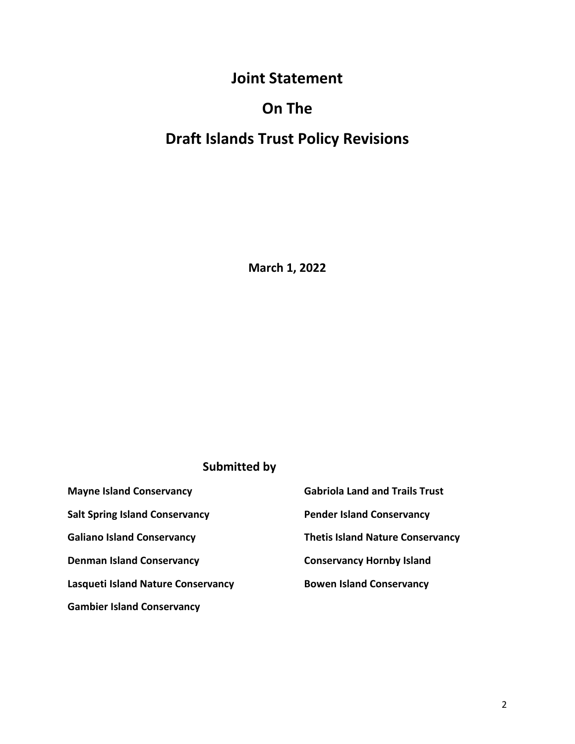# Joint Statement

# On The

# Draft Islands Trust Policy Revisions

**March 1, 2022**

**Submitted by**

**Mayne Island Conservancy**

**Salt Spring Island Conservancy**

**Galiano Island Conservancy**

**Denman Island Conservancy**

**Lasqueti Island Nature Conservancy**

**Gambier Island Conservancy**

**Gabriola Land and Trails Trust**

**Pender Island Conservancy**

**Thetis Island Nature Conservancy**

**Conservancy Hornby Island**

**Bowen Island Conservancy**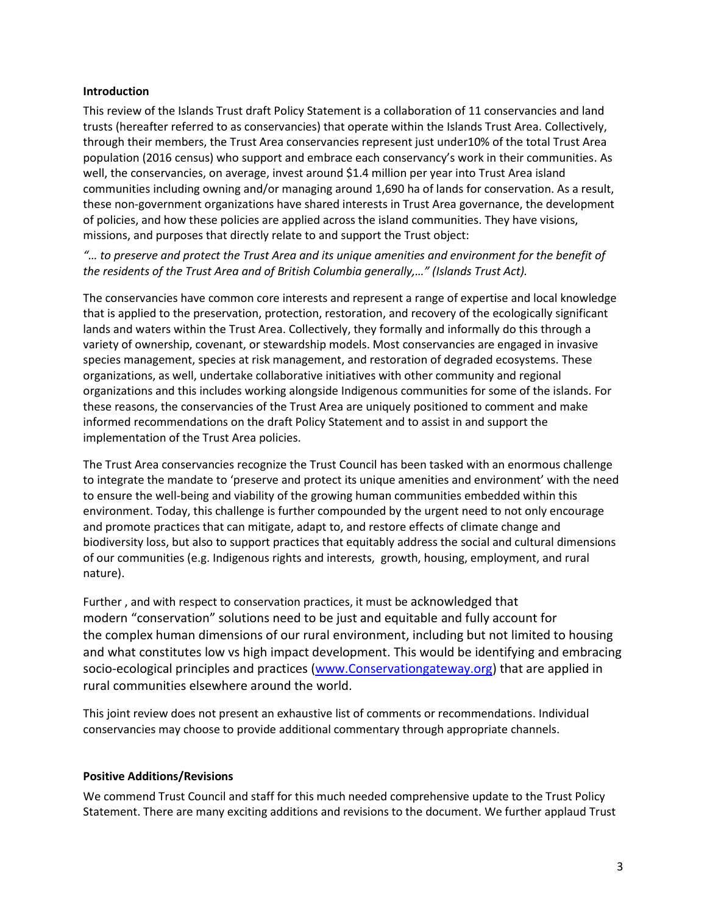**Introduction**

This review of the Islands Trust draft Policy Statement is a collaboration of 11 conservancies and land trusts (hereafter referred to as conservancies) that operate within the Islands Trust Area. Collectively, through their members, the Trust Area conservancies represent just under10% of the total Trust Area population (2016 census) who support and embrace each conservancy's work in their communities. As well, the conservancies, on average, invest around $1.4 million per year into Trust Area island communities including owning and/or managing around 1,690 ha of lands for conservation. As a result, these non-government organizations have shared interests in Trust Area governance, the development of policies, and how these policies are applied across the island communities. They have visions, missions, and purposes that directly relate to and support the Trust object:

*"… to preserve and protect the Trust Area and its unique amenities and environment for the benefit of the residents of the Trust Area and of British Columbia generally,…" (Islands Trust Act).*

The conservancies have common core interests and represent a range of expertise and local knowledge that is applied to the preservation, protection, restoration, and recovery of the ecologically significant lands and waters within the Trust Area. Collectively, they formally and informally do this through a variety of ownership, covenant, or stewardship models. Most conservancies are engaged in invasive species management, species at risk management, and restoration of degraded ecosystems. These organizations, as well, undertake collaborative initiatives with other community and regional organizations and this includes working alongside Indigenous communities for some of the islands. For these reasons, the conservancies of the Trust Area are uniquely positioned to comment and make informed recommendations on the draft Policy Statement and to assist in and support the implementation of the Trust Area policies.

The Trust Area conservancies recognize the Trust Council has been tasked with an enormous challenge to integrate the mandate to 'preserve and protect its unique amenities and environment' with the need to ensure the well-being and viability of the growing human communities embedded within this environment. Today, this challenge is further compounded by the urgent need to not only encourage and promote practices that can mitigate, adapt to, and restore effects of climate change and biodiversity loss, but also to support practices that equitably address the social and cultural dimensions of our communities (e.g. Indigenous rights and interests, growth, housing, employment, and rural nature).

Further , and with respect to conservation practices, it must be acknowledged that modern "conservation" solutions need to be just and equitable and fully account for the complex human dimensions of our rural environment, including but not limited to housing and what constitutes low vs high impact development. This would be identifying and embracing socio-ecological principles and practices ([www.Conservationgateway.org](http://www.Conservationgateway.org)) that are applied in rural communities elsewhere around the world.

This joint review does not present an exhaustive list of comments or recommendations. Individual conservancies may choose to provide additional commentary through appropriate channels.

**Positive Additions/Revisions**

We commend Trust Council and staff for this much needed comprehensive update to the Trust Policy Statement. There are many exciting additions and revisions to the document. We further applaud Trust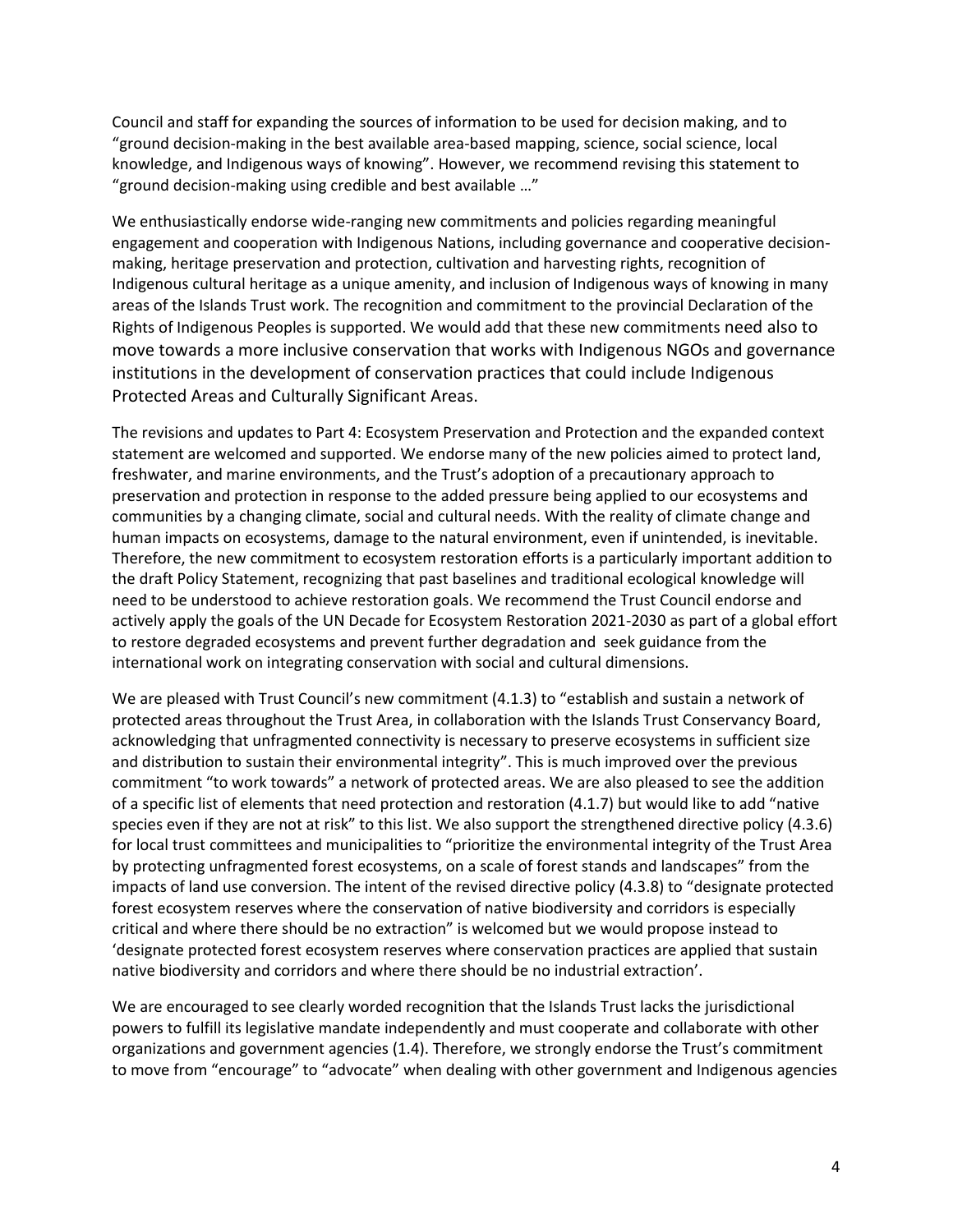Council and staff for expanding the sources of information to be used for decision making, and to "ground decision-making in the best available area-based mapping, science, social science, local knowledge, and Indigenous ways of knowing". However, we recommend revising this statement to "ground decision-making using credible and best available …"

We enthusiastically endorse wide-ranging new commitments and policies regarding meaningful engagement and cooperation with Indigenous Nations, including governance and cooperative decision-making, heritage preservation and protection, cultivation and harvesting rights, recognition of Indigenous cultural heritage as a unique amenity, and inclusion of Indigenous ways of knowing in many areas of the Islands Trust work. The recognition and commitment to the provincial Declaration of the Rights of Indigenous Peoples is supported. We would add that these new commitments need also to move towards a more inclusive conservation that works with Indigenous NGOs and governance institutions in the development of conservation practices that could include Indigenous Protected Areas and Culturally Significant Areas.

The revisions and updates to Part 4: Ecosystem Preservation and Protection and the expanded context statement are welcomed and supported. We endorse many of the new policies aimed to protect land, freshwater, and marine environments, and the Trust's adoption of a precautionary approach to preservation and protection in response to the added pressure being applied to our ecosystems and communities by a changing climate, social and cultural needs. With the reality of climate change and human impacts on ecosystems, damage to the natural environment, even if unintended, is inevitable. Therefore, the new commitment to ecosystem restoration efforts is a particularly important addition to the draft Policy Statement, recognizing that past baselines and traditional ecological knowledge will need to be understood to achieve restoration goals. We recommend the Trust Council endorse and actively apply the goals of the UN Decade for Ecosystem Restoration 2021-2030 as part of a global effort to restore degraded ecosystems and prevent further degradation and seek guidance from the international work on integrating conservation with social and cultural dimensions.

We are pleased with Trust Council's new commitment (4.1.3) to "establish and sustain a network of protected areas throughout the Trust Area, in collaboration with the Islands Trust Conservancy Board, acknowledging that unfragmented connectivity is necessary to preserve ecosystems in sufficient size and distribution to sustain their environmental integrity". This is much improved over the previous commitment "to work towards" a network of protected areas. We are also pleased to see the addition of a specific list of elements that need protection and restoration (4.1.7) but would like to add "native species even if they are not at risk" to this list. We also support the strengthened directive policy (4.3.6) for local trust committees and municipalities to "prioritize the environmental integrity of the Trust Area by protecting unfragmented forest ecosystems, on a scale of forest stands and landscapes" from the impacts of land use conversion. The intent of the revised directive policy (4.3.8) to "designate protected forest ecosystem reserves where the conservation of native biodiversity and corridors is especially critical and where there should be no extraction" is welcomed but we would propose instead to 'designate protected forest ecosystem reserves where conservation practices are applied that sustain native biodiversity and corridors and where there should be no industrial extraction'.

We are encouraged to see clearly worded recognition that the Islands Trust lacks the jurisdictional powers to fulfill its legislative mandate independently and must cooperate and collaborate with other organizations and government agencies (1.4). Therefore, we strongly endorse the Trust's commitment to move from "encourage" to "advocate" when dealing with other government and Indigenous agencies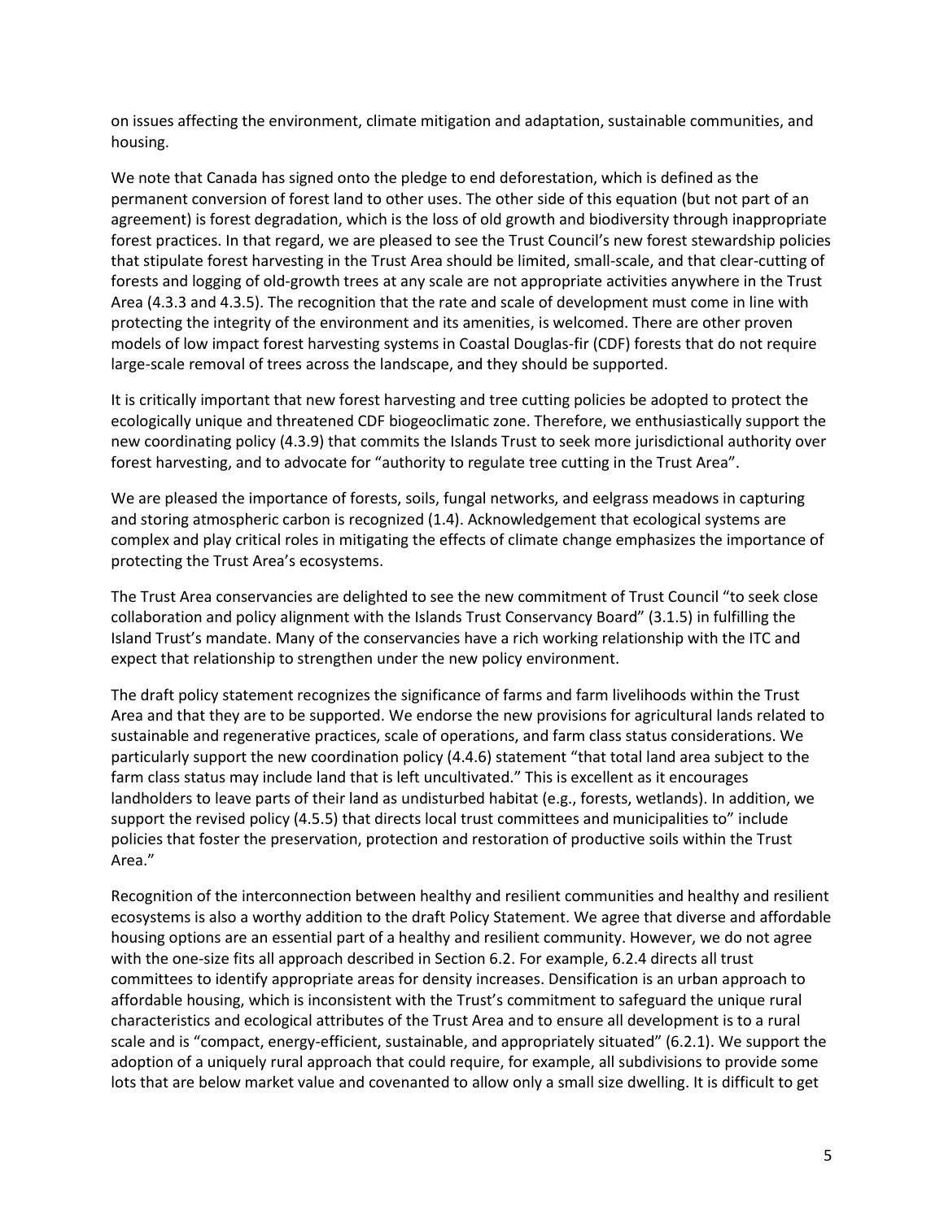on issues affecting the environment, climate mitigation and adaptation, sustainable communities, and housing.

We note that Canada has signed onto the pledge to end deforestation, which is defined as the permanent conversion of forest land to other uses. The other side of this equation (but not part of an agreement) is forest degradation, which is the loss of old growth and biodiversity through inappropriate forest practices. In that regard, we are pleased to see the Trust Council's new forest stewardship policies that stipulate forest harvesting in the Trust Area should be limited, small-scale, and that clear-cutting of forests and logging of old-growth trees at any scale are not appropriate activities anywhere in the Trust Area (4.3.3 and 4.3.5). The recognition that the rate and scale of development must come in line with protecting the integrity of the environment and its amenities, is welcomed. There are other proven models of low impact forest harvesting systems in Coastal Douglas-fir (CDF) forests that do not require large-scale removal of trees across the landscape, and they should be supported.

It is critically important that new forest harvesting and tree cutting policies be adopted to protect the ecologically unique and threatened CDF biogeoclimatic zone. Therefore, we enthusiastically support the new coordinating policy (4.3.9) that commits the Islands Trust to seek more jurisdictional authority over forest harvesting, and to advocate for "authority to regulate tree cutting in the Trust Area".

We are pleased the importance of forests, soils, fungal networks, and eelgrass meadows in capturing and storing atmospheric carbon is recognized (1.4). Acknowledgement that ecological systems are complex and play critical roles in mitigating the effects of climate change emphasizes the importance of protecting the Trust Area's ecosystems.

The Trust Area conservancies are delighted to see the new commitment of Trust Council "to seek close collaboration and policy alignment with the Islands Trust Conservancy Board" (3.1.5) in fulfilling the Island Trust's mandate. Many of the conservancies have a rich working relationship with the ITC and expect that relationship to strengthen under the new policy environment.

The draft policy statement recognizes the significance of farms and farm livelihoods within the Trust Area and that they are to be supported. We endorse the new provisions for agricultural lands related to sustainable and regenerative practices, scale of operations, and farm class status considerations. We particularly support the new coordination policy (4.4.6) statement "that total land area subject to the farm class status may include land that is left uncultivated." This is excellent as it encourages landholders to leave parts of their land as undisturbed habitat (e.g., forests, wetlands). In addition, we support the revised policy (4.5.5) that directs local trust committees and municipalities to" include policies that foster the preservation, protection and restoration of productive soils within the Trust Area."

Recognition of the interconnection between healthy and resilient communities and healthy and resilient ecosystems is also a worthy addition to the draft Policy Statement. We agree that diverse and affordable housing options are an essential part of a healthy and resilient community. However, we do not agree with the one-size fits all approach described in Section 6.2. For example, 6.2.4 directs all trust committees to identify appropriate areas for density increases. Densification is an urban approach to affordable housing, which is inconsistent with the Trust's commitment to safeguard the unique rural characteristics and ecological attributes of the Trust Area and to ensure all development is to a rural scale and is "compact, energy-efficient, sustainable, and appropriately situated" (6.2.1). We support the adoption of a uniquely rural approach that could require, for example, all subdivisions to provide some lots that are below market value and covenanted to allow only a small size dwelling. It is difficult to get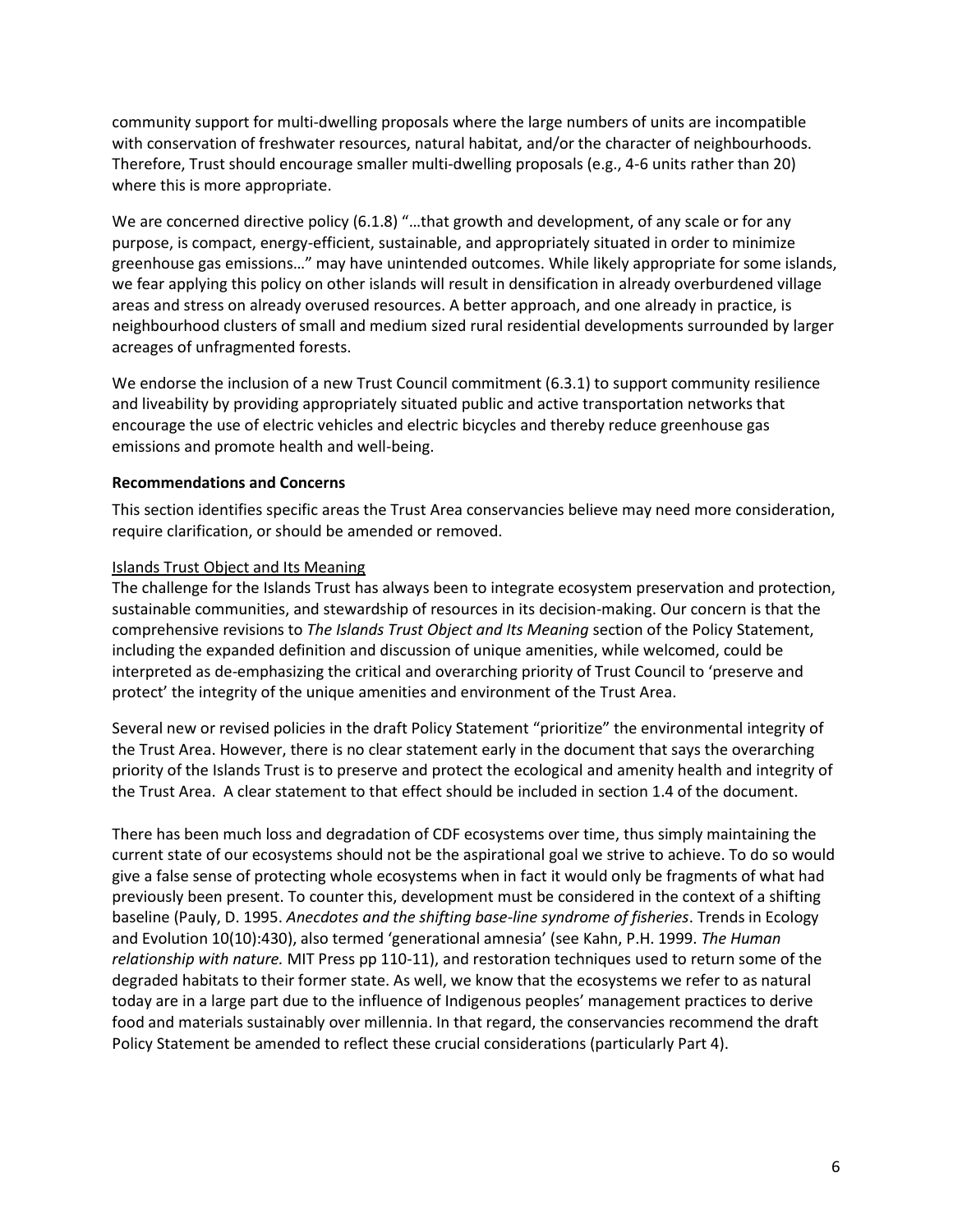community support for multi-dwelling proposals where the large numbers of units are incompatible with conservation of freshwater resources, natural habitat, and/or the character of neighbourhoods. Therefore, Trust should encourage smaller multi-dwelling proposals (e.g., 4-6 units rather than 20) where this is more appropriate.

We are concerned directive policy (6.1.8) "…that growth and development, of any scale or for any purpose, is compact, energy-efficient, sustainable, and appropriately situated in order to minimize greenhouse gas emissions…" may have unintended outcomes. While likely appropriate for some islands, we fear applying this policy on other islands will result in densification in already overburdened village areas and stress on already overused resources. A better approach, and one already in practice, is neighbourhood clusters of small and medium sized rural residential developments surrounded by larger acreages of unfragmented forests.

We endorse the inclusion of a new Trust Council commitment (6.3.1) to support community resilience and liveability by providing appropriately situated public and active transportation networks that encourage the use of electric vehicles and electric bicycles and thereby reduce greenhouse gas emissions and promote health and well-being.

**Recommendations and Concerns**

This section identifies specific areas the Trust Area conservancies believe may need more consideration, require clarification, or should be amended or removed.

Islands Trust Object and Its Meaning

The challenge for the Islands Trust has always been to integrate ecosystem preservation and protection, sustainable communities, and stewardship of resources in its decision-making. Our concern is that the comprehensive revisions to *The Islands Trust Object and Its Meaning* section of the Policy Statement, including the expanded definition and discussion of unique amenities, while welcomed, could be interpreted as de-emphasizing the critical and overarching priority of Trust Council to 'preserve and protect' the integrity of the unique amenities and environment of the Trust Area.

Several new or revised policies in the draft Policy Statement "prioritize" the environmental integrity of the Trust Area. However, there is no clear statement early in the document that says the overarching priority of the Islands Trust is to preserve and protect the ecological and amenity health and integrity of the Trust Area. A clear statement to that effect should be included in section 1.4 of the document.

There has been much loss and degradation of CDF ecosystems over time, thus simply maintaining the current state of our ecosystems should not be the aspirational goal we strive to achieve. To do so would give a false sense of protecting whole ecosystems when in fact it would only be fragments of what had previously been present. To counter this, development must be considered in the context of a shifting baseline (Pauly, D. 1995. *Anecdotes and the shifting base-line syndrome of fisheries*. Trends in Ecology and Evolution 10(10):430), also termed 'generational amnesia' (see Kahn, P.H. 1999. *The Human relationship with nature.* MIT Press pp 110-11), and restoration techniques used to return some of the degraded habitats to their former state. As well, we know that the ecosystems we refer to as natural today are in a large part due to the influence of Indigenous peoples' management practices to derive food and materials sustainably over millennia. In that regard, the conservancies recommend the draft Policy Statement be amended to reflect these crucial considerations (particularly Part 4).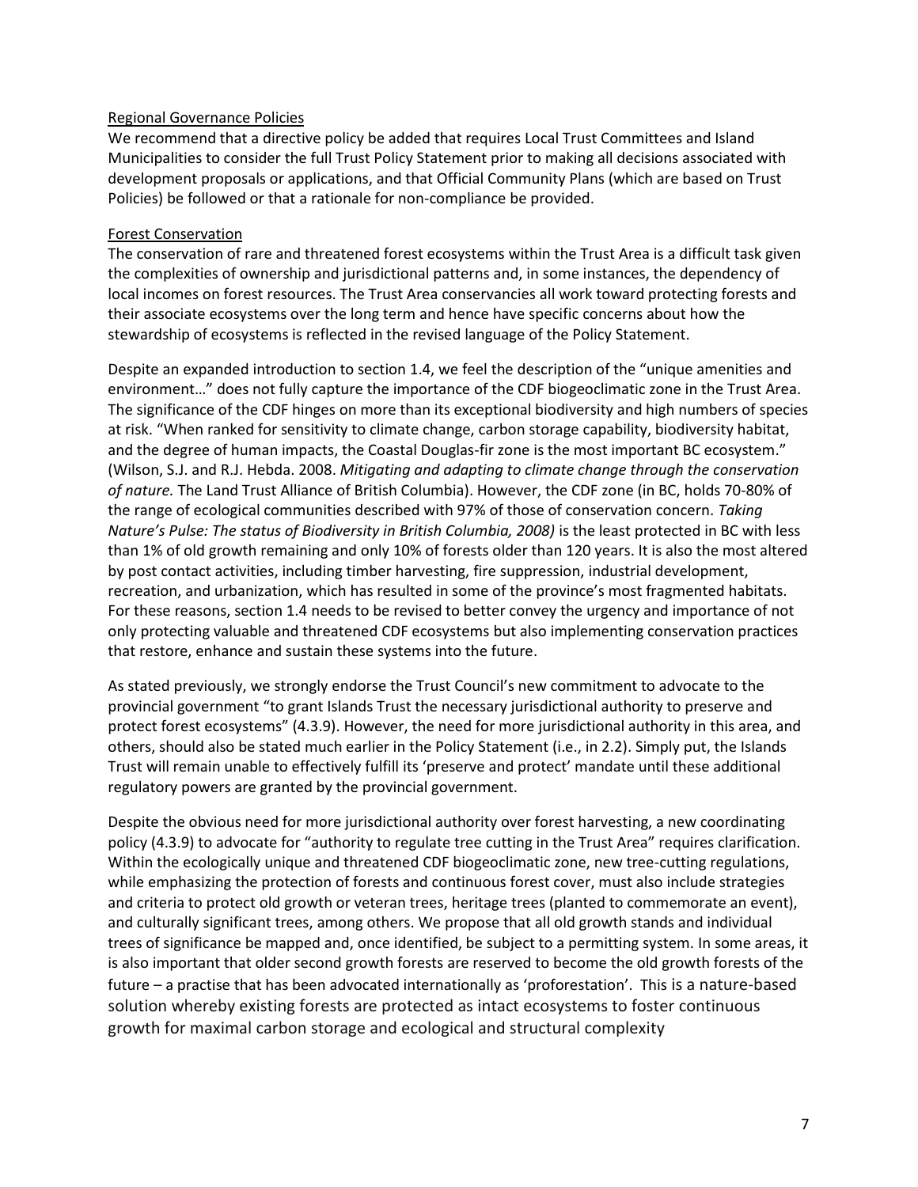Regional Governance Policies

We recommend that a directive policy be added that requires Local Trust Committees and Island Municipalities to consider the full Trust Policy Statement prior to making all decisions associated with development proposals or applications, and that Official Community Plans (which are based on Trust Policies) be followed or that a rationale for non-compliance be provided.

Forest Conservation

The conservation of rare and threatened forest ecosystems within the Trust Area is a difficult task given the complexities of ownership and jurisdictional patterns and, in some instances, the dependency of local incomes on forest resources. The Trust Area conservancies all work toward protecting forests and their associate ecosystems over the long term and hence have specific concerns about how the stewardship of ecosystems is reflected in the revised language of the Policy Statement.

Despite an expanded introduction to section 1.4, we feel the description of the "unique amenities and environment…" does not fully capture the importance of the CDF biogeoclimatic zone in the Trust Area. The significance of the CDF hinges on more than its exceptional biodiversity and high numbers of species at risk. "When ranked for sensitivity to climate change, carbon storage capability, biodiversity habitat, and the degree of human impacts, the Coastal Douglas-fir zone is the most important BC ecosystem." (Wilson, S.J. and R.J. Hebda. 2008. *Mitigating and adapting to climate change through the conservation of nature.* The Land Trust Alliance of British Columbia). However, the CDF zone (in BC, holds 70-80% of the range of ecological communities described with 97% of those of conservation concern. *Taking Nature's Pulse: The status of Biodiversity in British Columbia, 2008)* is the least protected in BC with less than 1% of old growth remaining and only 10% of forests older than 120 years. It is also the most altered by post contact activities, including timber harvesting, fire suppression, industrial development, recreation, and urbanization, which has resulted in some of the province's most fragmented habitats. For these reasons, section 1.4 needs to be revised to better convey the urgency and importance of not only protecting valuable and threatened CDF ecosystems but also implementing conservation practices that restore, enhance and sustain these systems into the future.

As stated previously, we strongly endorse the Trust Council's new commitment to advocate to the provincial government "to grant Islands Trust the necessary jurisdictional authority to preserve and protect forest ecosystems" (4.3.9). However, the need for more jurisdictional authority in this area, and others, should also be stated much earlier in the Policy Statement (i.e., in 2.2). Simply put, the Islands Trust will remain unable to effectively fulfill its 'preserve and protect' mandate until these additional regulatory powers are granted by the provincial government.

Despite the obvious need for more jurisdictional authority over forest harvesting, a new coordinating policy (4.3.9) to advocate for "authority to regulate tree cutting in the Trust Area" requires clarification. Within the ecologically unique and threatened CDF biogeoclimatic zone, new tree-cutting regulations, while emphasizing the protection of forests and continuous forest cover, must also include strategies and criteria to protect old growth or veteran trees, heritage trees (planted to commemorate an event), and culturally significant trees, among others. We propose that all old growth stands and individual trees of significance be mapped and, once identified, be subject to a permitting system. In some areas, it is also important that older second growth forests are reserved to become the old growth forests of the future – a practise that has been advocated internationally as 'proforestation'. This is a nature-based solution whereby existing forests are protected as intact ecosystems to foster continuous growth for maximal carbon storage and ecological and structural complexity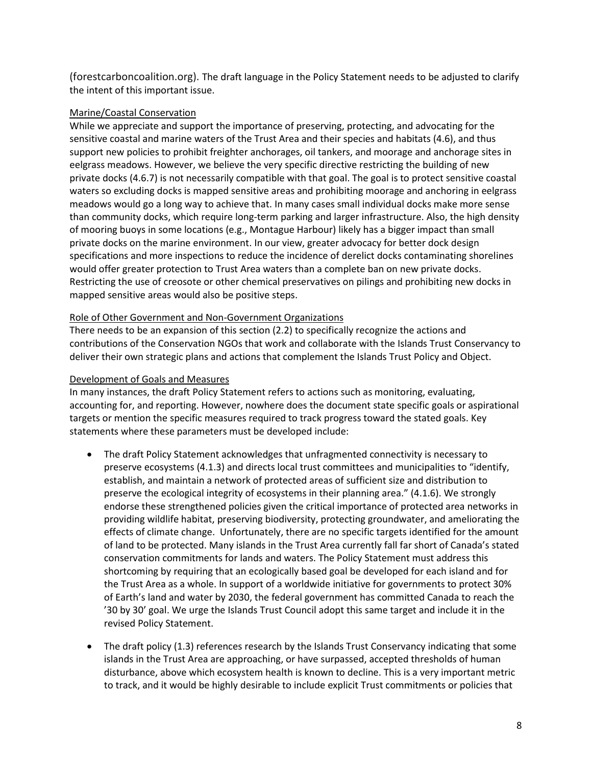(forestcarboncoalition.org). The draft language in the Policy Statement needs to be adjusted to clarify the intent of this important issue.

Marine/Coastal Conservation

While we appreciate and support the importance of preserving, protecting, and advocating for the sensitive coastal and marine waters of the Trust Area and their species and habitats (4.6), and thus support new policies to prohibit freighter anchorages, oil tankers, and moorage and anchorage sites in eelgrass meadows. However, we believe the very specific directive restricting the building of new private docks (4.6.7) is not necessarily compatible with that goal. The goal is to protect sensitive coastal waters so excluding docks is mapped sensitive areas and prohibiting moorage and anchoring in eelgrass meadows would go a long way to achieve that. In many cases small individual docks make more sense than community docks, which require long-term parking and larger infrastructure. Also, the high density of mooring buoys in some locations (e.g., Montague Harbour) likely has a bigger impact than small private docks on the marine environment. In our view, greater advocacy for better dock design specifications and more inspections to reduce the incidence of derelict docks contaminating shorelines would offer greater protection to Trust Area waters than a complete ban on new private docks. Restricting the use of creosote or other chemical preservatives on pilings and prohibiting new docks in mapped sensitive areas would also be positive steps.

Role of Other Government and Non-Government Organizations

There needs to be an expansion of this section (2.2) to specifically recognize the actions and contributions of the Conservation NGOs that work and collaborate with the Islands Trust Conservancy to deliver their own strategic plans and actions that complement the Islands Trust Policy and Object.

Development of Goals and Measures

In many instances, the draft Policy Statement refers to actions such as monitoring, evaluating, accounting for, and reporting. However, nowhere does the document state specific goals or aspirational targets or mention the specific measures required to track progress toward the stated goals. Key statements where these parameters must be developed include:

- The draft Policy Statement acknowledges that unfragmented connectivity is necessary to preserve ecosystems (4.1.3) and directs local trust committees and municipalities to "identify, establish, and maintain a network of protected areas of sufficient size and distribution to preserve the ecological integrity of ecosystems in their planning area." (4.1.6). We strongly endorse these strengthened policies given the critical importance of protected area networks in providing wildlife habitat, preserving biodiversity, protecting groundwater, and ameliorating the effects of climate change. Unfortunately, there are no specific targets identified for the amount of land to be protected. Many islands in the Trust Area currently fall far short of Canada's stated conservation commitments for lands and waters. The Policy Statement must address this shortcoming by requiring that an ecologically based goal be developed for each island and for the Trust Area as a whole. In support of a worldwide initiative for governments to protect 30% of Earth's land and water by 2030, the federal government has committed Canada to reach the '30 by 30' goal. We urge the Islands Trust Council adopt this same target and include it in the revised Policy Statement.

- The draft policy (1.3) references research by the Islands Trust Conservancy indicating that some islands in the Trust Area are approaching, or have surpassed, accepted thresholds of human disturbance, above which ecosystem health is known to decline. This is a very important metric to track, and it would be highly desirable to include explicit Trust commitments or policies that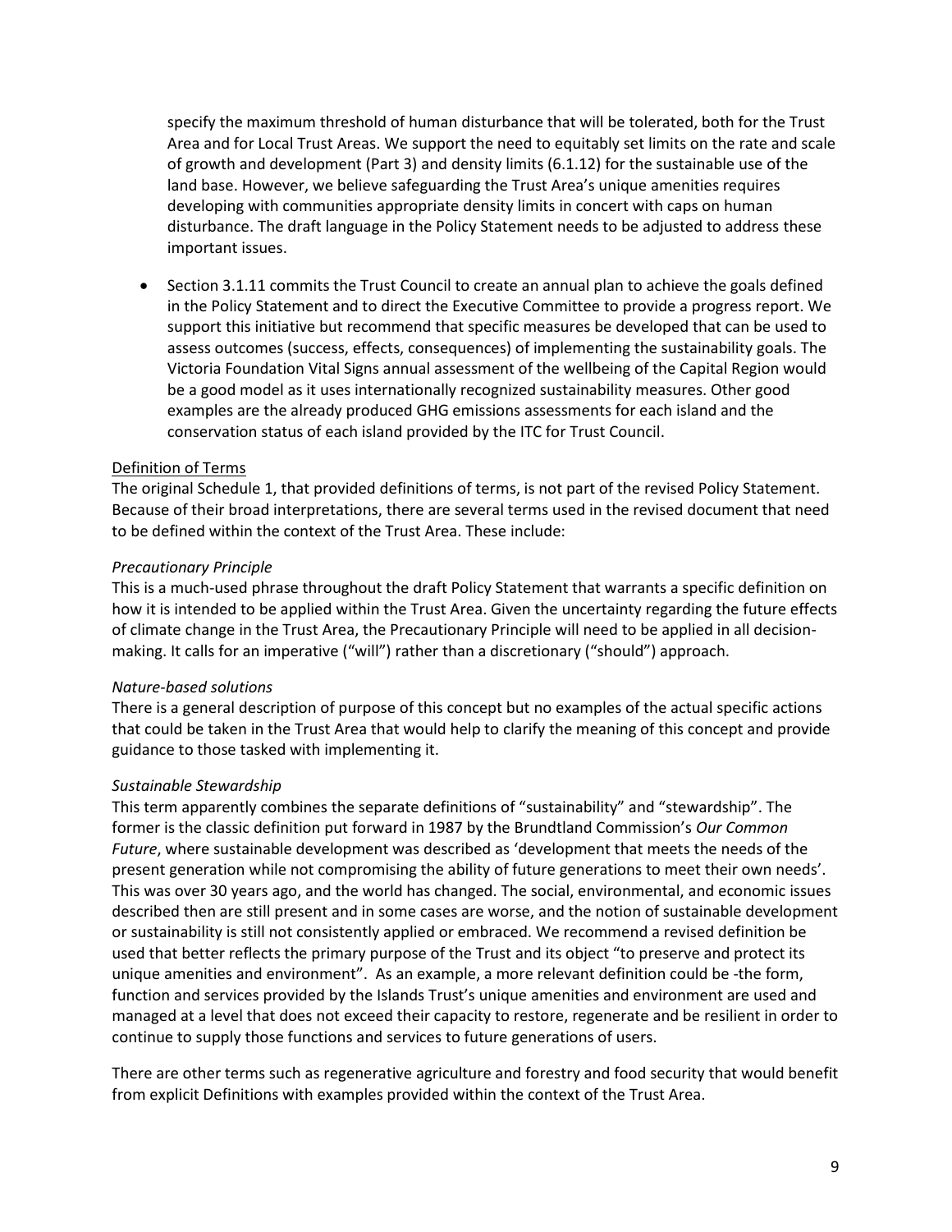specify the maximum threshold of human disturbance that will be tolerated, both for the Trust Area and for Local Trust Areas. We support the need to equitably set limits on the rate and scale of growth and development (Part 3) and density limits (6.1.12) for the sustainable use of the land base. However, we believe safeguarding the Trust Area's unique amenities requires developing with communities appropriate density limits in concert with caps on human disturbance. The draft language in the Policy Statement needs to be adjusted to address these important issues.

- Section 3.1.11 commits the Trust Council to create an annual plan to achieve the goals defined in the Policy Statement and to direct the Executive Committee to provide a progress report. We support this initiative but recommend that specific measures be developed that can be used to assess outcomes (success, effects, consequences) of implementing the sustainability goals. The Victoria Foundation Vital Signs annual assessment of the wellbeing of the Capital Region would be a good model as it uses internationally recognized sustainability measures. Other good examples are the already produced GHG emissions assessments for each island and the conservation status of each island provided by the ITC for Trust Council.

Definition of Terms

The original Schedule 1, that provided definitions of terms, is not part of the revised Policy Statement. Because of their broad interpretations, there are several terms used in the revised document that need to be defined within the context of the Trust Area. These include:

*Precautionary Principle*

This is a much-used phrase throughout the draft Policy Statement that warrants a specific definition on how it is intended to be applied within the Trust Area. Given the uncertainty regarding the future effects of climate change in the Trust Area, the Precautionary Principle will need to be applied in all decision-making. It calls for an imperative ("will") rather than a discretionary ("should") approach.

*Nature-based solutions*

There is a general description of purpose of this concept but no examples of the actual specific actions that could be taken in the Trust Area that would help to clarify the meaning of this concept and provide guidance to those tasked with implementing it.

*Sustainable Stewardship*

This term apparently combines the separate definitions of "sustainability" and "stewardship". The former is the classic definition put forward in 1987 by the Brundtland Commission's *Our Common Future*, where sustainable development was described as 'development that meets the needs of the present generation while not compromising the ability of future generations to meet their own needs'. This was over 30 years ago, and the world has changed. The social, environmental, and economic issues described then are still present and in some cases are worse, and the notion of sustainable development or sustainability is still not consistently applied or embraced. We recommend a revised definition be used that better reflects the primary purpose of the Trust and its object "to preserve and protect its unique amenities and environment". As an example, a more relevant definition could be -the form, function and services provided by the Islands Trust's unique amenities and environment are used and managed at a level that does not exceed their capacity to restore, regenerate and be resilient in order to continue to supply those functions and services to future generations of users.

There are other terms such as regenerative agriculture and forestry and food security that would benefit from explicit Definitions with examples provided within the context of the Trust Area.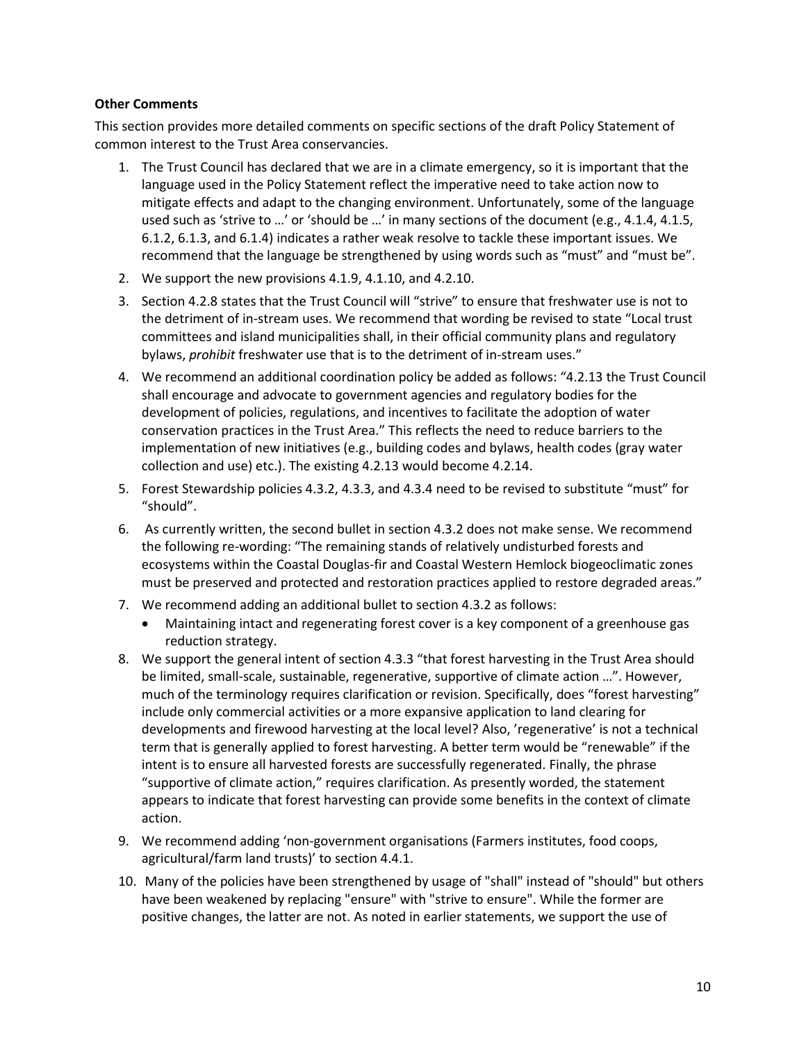**Other Comments**

This section provides more detailed comments on specific sections of the draft Policy Statement of common interest to the Trust Area conservancies.

1. The Trust Council has declared that we are in a climate emergency, so it is important that the language used in the Policy Statement reflect the imperative need to take action now to mitigate effects and adapt to the changing environment. Unfortunately, some of the language used such as 'strive to …' or 'should be …' in many sections of the document (e.g., 4.1.4, 4.1.5, 6.1.2, 6.1.3, and 6.1.4) indicates a rather weak resolve to tackle these important issues. We recommend that the language be strengthened by using words such as "must" and "must be".
2. We support the new provisions 4.1.9, 4.1.10, and 4.2.10.
3. Section 4.2.8 states that the Trust Council will "strive" to ensure that freshwater use is not to the detriment of in-stream uses. We recommend that wording be revised to state "Local trust committees and island municipalities shall, in their official community plans and regulatory bylaws, *prohibit* freshwater use that is to the detriment of in-stream uses."
4. We recommend an additional coordination policy be added as follows: "4.2.13 the Trust Council shall encourage and advocate to government agencies and regulatory bodies for the development of policies, regulations, and incentives to facilitate the adoption of water conservation practices in the Trust Area." This reflects the need to reduce barriers to the implementation of new initiatives (e.g., building codes and bylaws, health codes (gray water collection and use) etc.). The existing 4.2.13 would become 4.2.14.
5. Forest Stewardship policies 4.3.2, 4.3.3, and 4.3.4 need to be revised to substitute "must" for "should".
6. As currently written, the second bullet in section 4.3.2 does not make sense. We recommend the following re-wording: "The remaining stands of relatively undisturbed forests and ecosystems within the Coastal Douglas-fir and Coastal Western Hemlock biogeoclimatic zones must be preserved and protected and restoration practices applied to restore degraded areas."
7. We recommend adding an additional bullet to section 4.3.2 as follows:
   - Maintaining intact and regenerating forest cover is a key component of a greenhouse gas reduction strategy.
8. We support the general intent of section 4.3.3 "that forest harvesting in the Trust Area should be limited, small-scale, sustainable, regenerative, supportive of climate action …". However, much of the terminology requires clarification or revision. Specifically, does "forest harvesting" include only commercial activities or a more expansive application to land clearing for developments and firewood harvesting at the local level? Also, 'regenerative' is not a technical term that is generally applied to forest harvesting. A better term would be "renewable" if the intent is to ensure all harvested forests are successfully regenerated. Finally, the phrase "supportive of climate action," requires clarification. As presently worded, the statement appears to indicate that forest harvesting can provide some benefits in the context of climate action.
9. We recommend adding 'non-government organisations (Farmers institutes, food coops, agricultural/farm land trusts)' to section 4.4.1.
10. Many of the policies have been strengthened by usage of "shall" instead of "should" but others have been weakened by replacing "ensure" with "strive to ensure". While the former are positive changes, the latter are not. As noted in earlier statements, we support the use of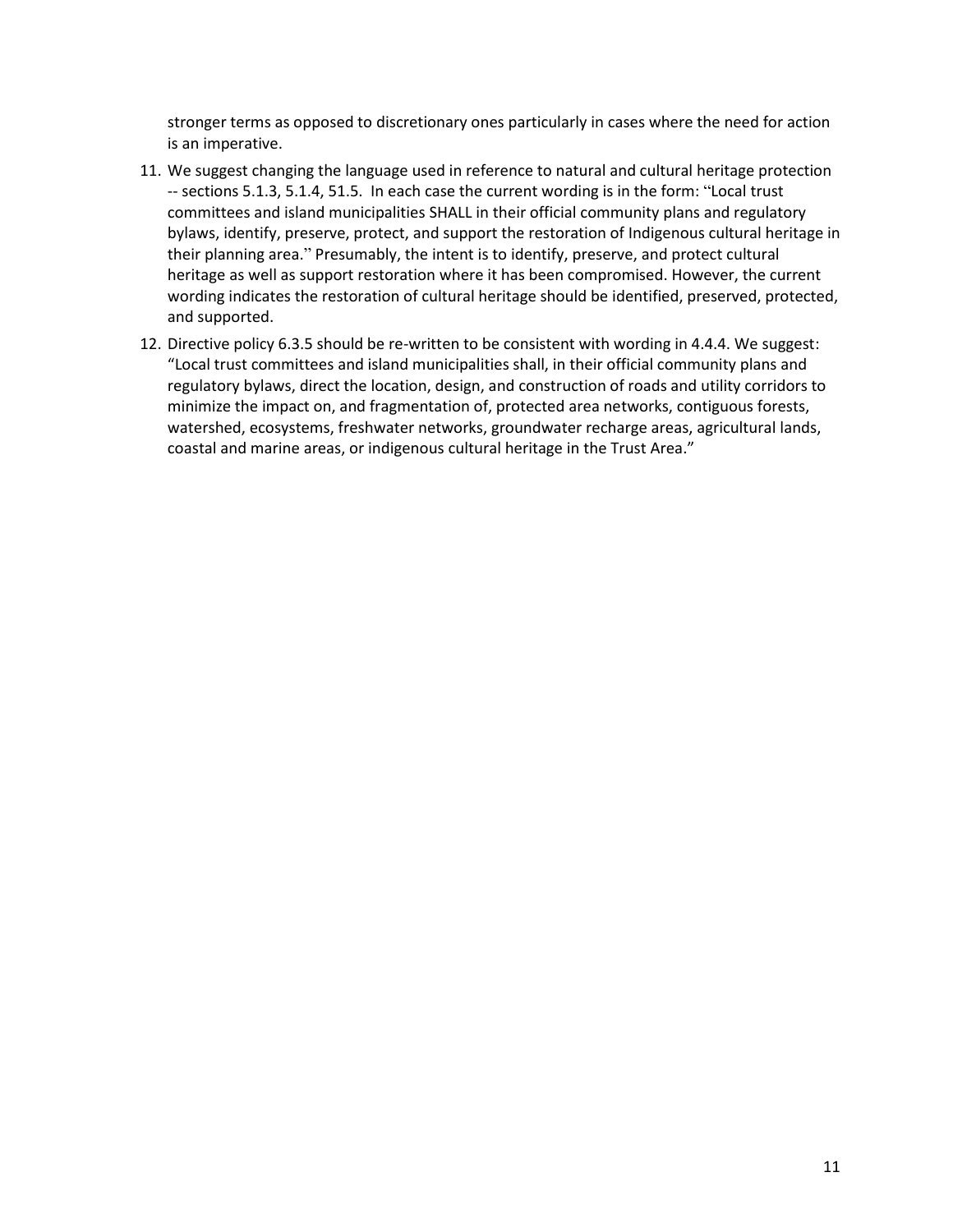stronger terms as opposed to discretionary ones particularly in cases where the need for action is an imperative.

11. We suggest changing the language used in reference to natural and cultural heritage protection -- sections 5.1.3, 5.1.4, 51.5. In each case the current wording is in the form: "Local trust committees and island municipalities SHALL in their official community plans and regulatory bylaws, identify, preserve, protect, and support the restoration of Indigenous cultural heritage in their planning area." Presumably, the intent is to identify, preserve, and protect cultural heritage as well as support restoration where it has been compromised. However, the current wording indicates the restoration of cultural heritage should be identified, preserved, protected, and supported.
12. Directive policy 6.3.5 should be re-written to be consistent with wording in 4.4.4. We suggest: "Local trust committees and island municipalities shall, in their official community plans and regulatory bylaws, direct the location, design, and construction of roads and utility corridors to minimize the impact on, and fragmentation of, protected area networks, contiguous forests, watershed, ecosystems, freshwater networks, groundwater recharge areas, agricultural lands, coastal and marine areas, or indigenous cultural heritage in the Trust Area."